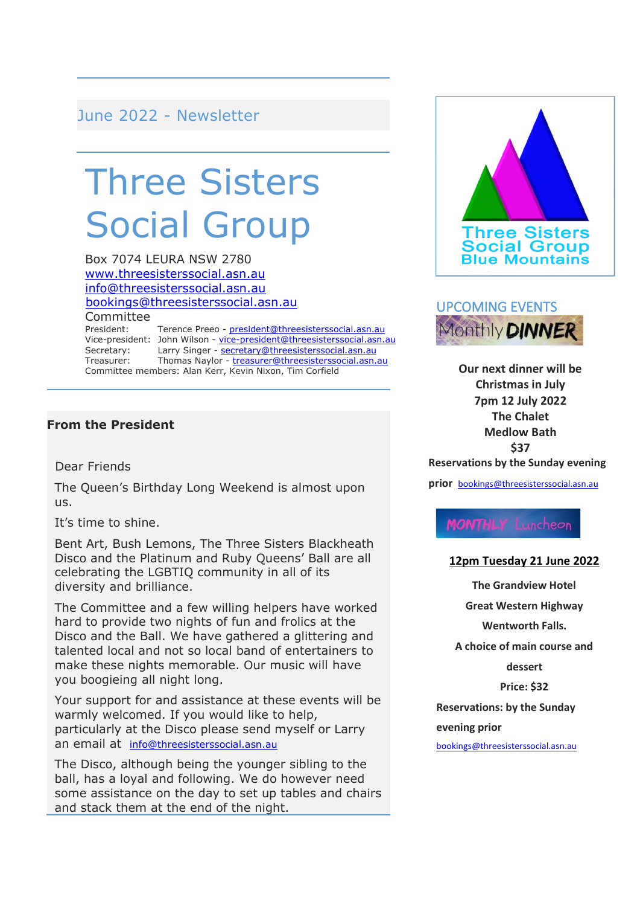June 2022 - Newsletter

# Three Sisters Social Group

Box 7074 LEURA NSW 2780
www.threesisterssocial.asn.au
info@threesisterssocial.asn.au
bookings@threesisterssocial.asn.au

Committee

President: Terence Preeo - president@threesisterssocial.asn.au
Vice-president: John Wilson - vice-president@threesisterssocial.asn.au
Secretary: Larry Singer - secretary@threesisterssocial.asn.au
Treasurer: Thomas Naylor - treasurer@threesisterssocial.asn.au
Committee members: Alan Kerr, Kevin Nixon, Tim Corfield

## From the President

Dear Friends

The Queen's Birthday Long Weekend is almost upon us.

It's time to shine.

Bent Art, Bush Lemons, The Three Sisters Blackheath Disco and the Platinum and Ruby Queens' Ball are all celebrating the LGBTIQ community in all of its diversity and brilliance.

The Committee and a few willing helpers have worked hard to provide two nights of fun and frolics at the Disco and the Ball. We have gathered a glittering and talented local and not so local band of entertainers to make these nights memorable. Our music will have you boogieing all night long.

Your support for and assistance at these events will be warmly welcomed. If you would like to help, particularly at the Disco please send myself or Larry an email at info@threesisterssocial.asn.au

The Disco, although being the younger sibling to the ball, has a loyal and following. We do however need some assistance on the day to set up tables and chairs and stack them at the end of the night.

Three Sisters Social Group Blue Mountains

## UPCOMING EVENTS

### Monthly DINNER

**Our next dinner will be Christmas in July**
**7pm 12 July 2022**
**The Chalet**
**Medlow Bath**
**$37**
**Reservations by the Sunday evening prior** bookings@threesisterssocial.asn.au

### MONTHLY Luncheon

**12pm Tuesday 21 June 2022**

**The Grandview Hotel**

**Great Western Highway**

**Wentworth Falls.**

**A choice of main course and dessert**

**Price: $32**

**Reservations: by the Sunday evening prior**

bookings@threesisterssocial.asn.au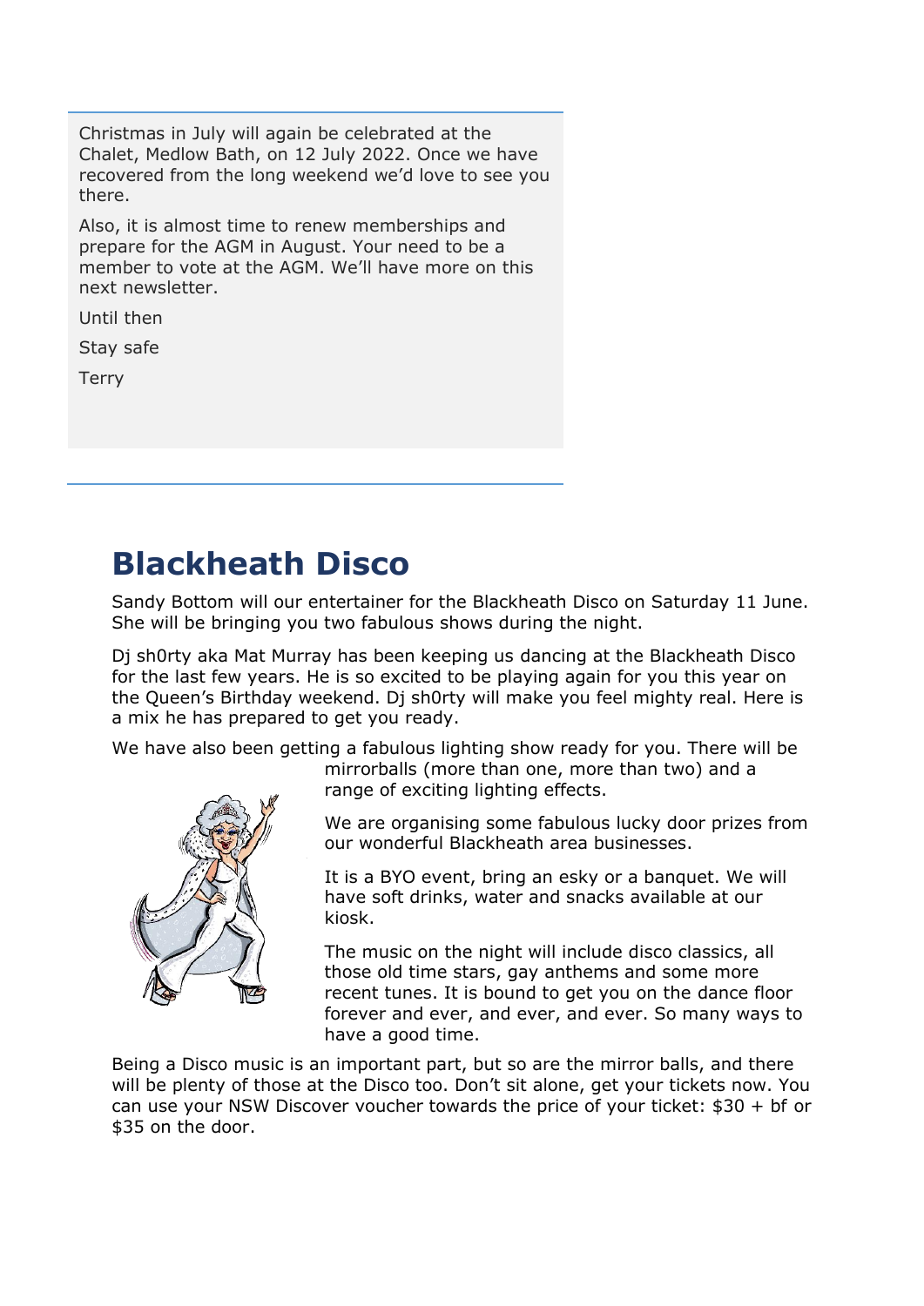Christmas in July will again be celebrated at the Chalet, Medlow Bath, on 12 July 2022. Once we have recovered from the long weekend we'd love to see you there.

Also, it is almost time to renew memberships and prepare for the AGM in August. Your need to be a member to vote at the AGM. We'll have more on this next newsletter.

Until then

Stay safe

Terry

# Blackheath Disco

Sandy Bottom will our entertainer for the Blackheath Disco on Saturday 11 June. She will be bringing you two fabulous shows during the night.

Dj sh0rty aka Mat Murray has been keeping us dancing at the Blackheath Disco for the last few years. He is so excited to be playing again for you this year on the Queen's Birthday weekend. Dj sh0rty will make you feel mighty real. Here is a mix he has prepared to get you ready.

We have also been getting a fabulous lighting show ready for you. There will be mirrorballs (more than one, more than two) and a range of exciting lighting effects.

We are organising some fabulous lucky door prizes from our wonderful Blackheath area businesses.

It is a BYO event, bring an esky or a banquet. We will have soft drinks, water and snacks available at our kiosk.

The music on the night will include disco classics, all those old time stars, gay anthems and some more recent tunes. It is bound to get you on the dance floor forever and ever, and ever, and ever. So many ways to have a good time.

Being a Disco music is an important part, but so are the mirror balls, and there will be plenty of those at the Disco too. Don't sit alone, get your tickets now. You can use your NSW Discover voucher towards the price of your ticket: $30 + bf or $35 on the door.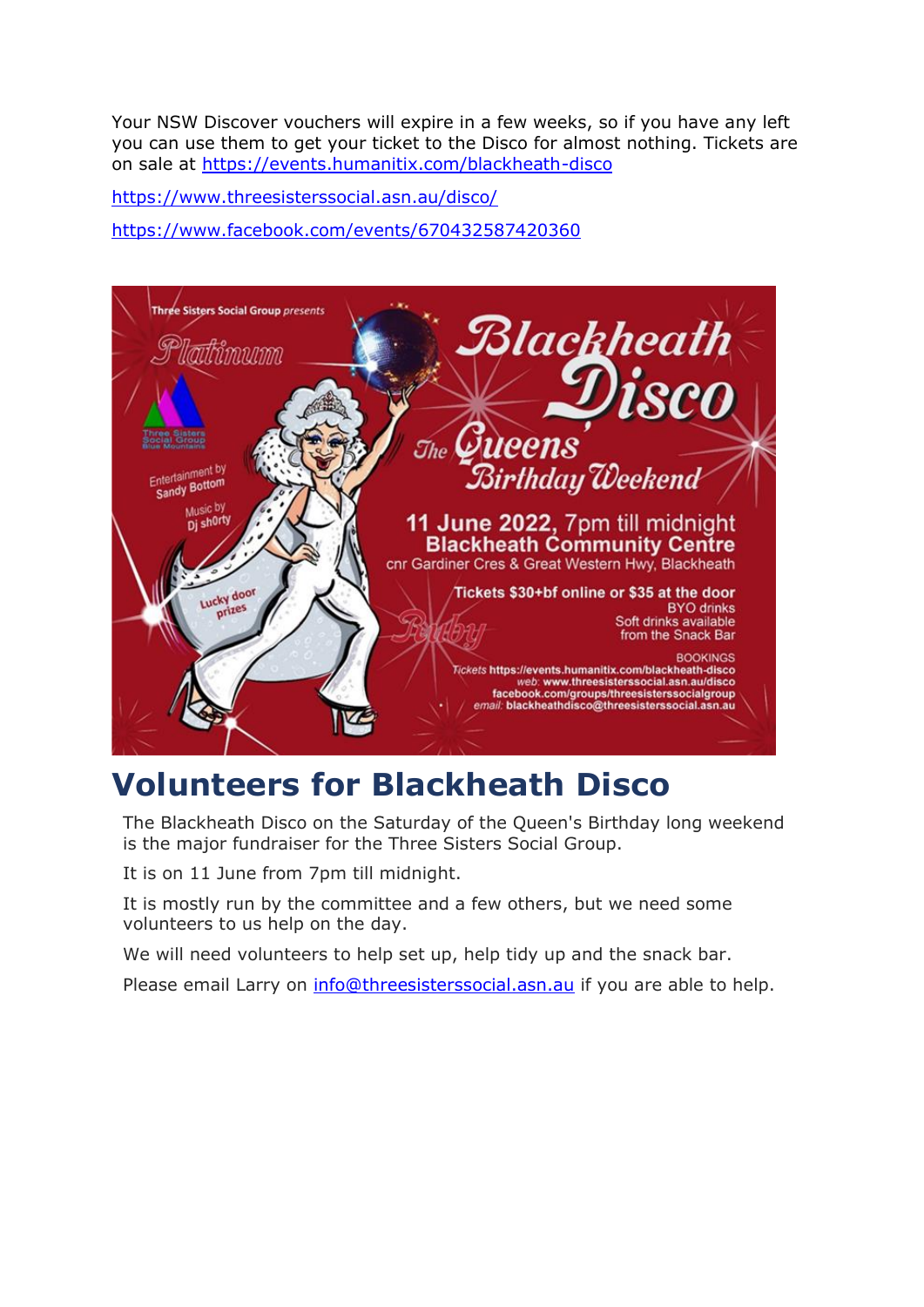Your NSW Discover vouchers will expire in a few weeks, so if you have any left you can use them to get your ticket to the Disco for almost nothing. Tickets are on sale at https://events.humanitix.com/blackheath-disco

https://www.threesisterssocial.asn.au/disco/

https://www.facebook.com/events/670432587420360

Three Sisters Social Group *presents*

Platinum

# Blackheath Disco

The Queens Birthday Weekend

Entertainment by Sandy Bottom

Music by Dj sh0rty

Lucky door prizes

**11 June 2022, 7pm till midnight**
**Blackheath Community Centre**
cnr Gardiner Cres & Great Western Hwy, Blackheath

**Tickets $30+bf online or $35 at the door**
BYO drinks
Soft drinks available from the Snack Bar

Ruby

BOOKINGS
*Tickets* https://events.humanitix.com/blackheath-disco
*web:* www.threesisterssocial.asn.au/disco
facebook.com/groups/threesisterssocialgroup
*email:* blackheathdisco@threesisterssocial.asn.au

# Volunteers for Blackheath Disco

The Blackheath Disco on the Saturday of the Queen's Birthday long weekend is the major fundraiser for the Three Sisters Social Group.

It is on 11 June from 7pm till midnight.

It is mostly run by the committee and a few others, but we need some volunteers to us help on the day.

We will need volunteers to help set up, help tidy up and the snack bar.

Please email Larry on info@threesisterssocial.asn.au if you are able to help.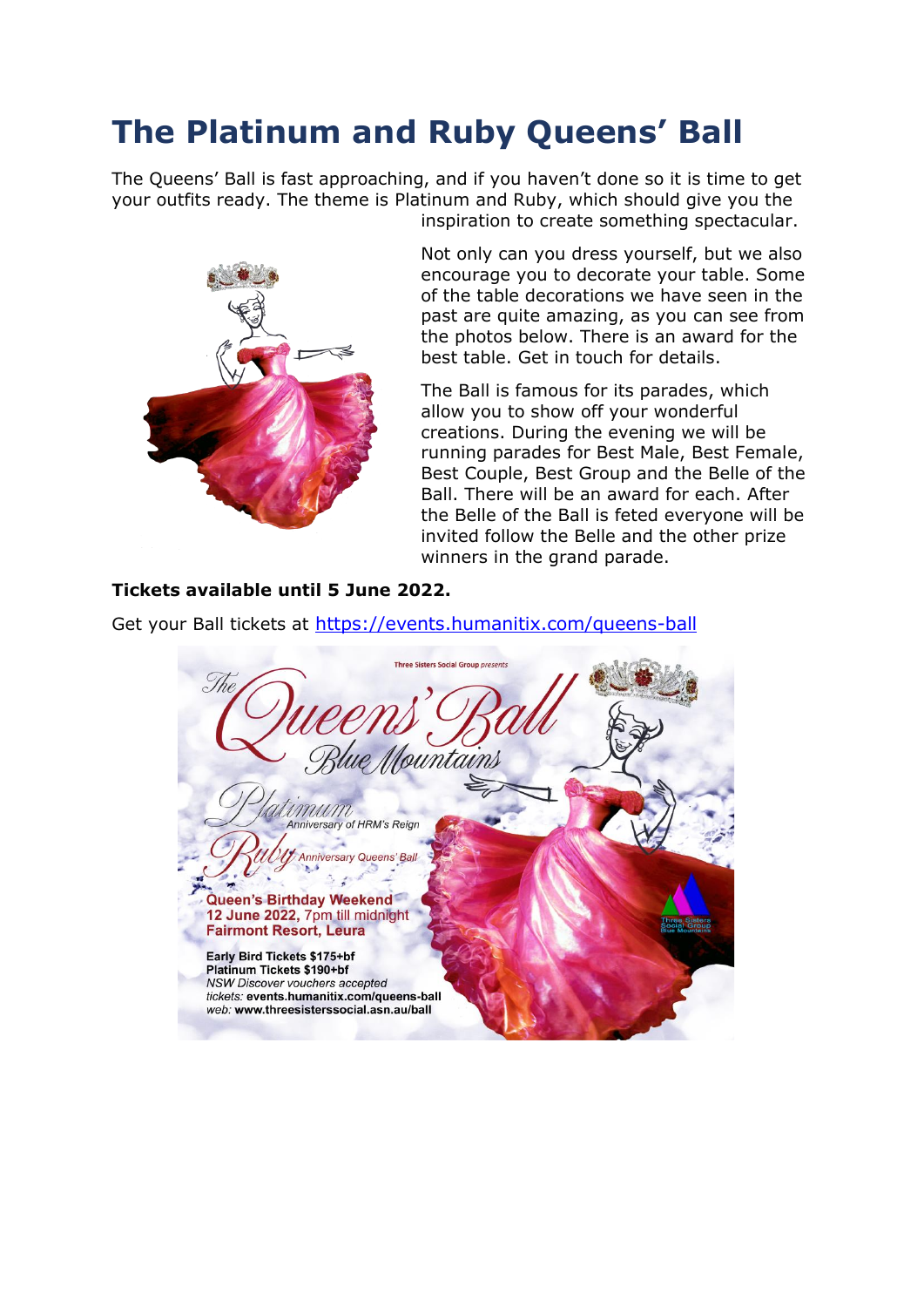# The Platinum and Ruby Queens' Ball

The Queens' Ball is fast approaching, and if you haven't done so it is time to get your outfits ready. The theme is Platinum and Ruby, which should give you the inspiration to create something spectacular.

Not only can you dress yourself, but we also encourage you to decorate your table. Some of the table decorations we have seen in the past are quite amazing, as you can see from the photos below. There is an award for the best table. Get in touch for details.

The Ball is famous for its parades, which allow you to show off your wonderful creations. During the evening we will be running parades for Best Male, Best Female, Best Couple, Best Group and the Belle of the Ball. There will be an award for each. After the Belle of the Ball is feted everyone will be invited follow the Belle and the other prize winners in the grand parade.

**Tickets available until 5 June 2022.**

Get your Ball tickets at [https://events.humanitix.com/queens-ball](https://events.humanitix.com/queens-ball)

Three Sisters Social Group *presents*

The Queens' Ball
Blue Mountains

Platinum *Anniversary of HRM's Reign*

Ruby *Anniversary Queens' Ball*

**Queen's Birthday Weekend**
**12 June 2022,** 7pm till midnight
**Fairmont Resort, Leura**

**Early Bird Tickets $175+bf**
**Platinum Tickets $190+bf**
*NSW Discover vouchers accepted*
*tickets:* **events.humanitix.com/queens-ball**
*web:* **www.threesisterssocial.asn.au/ball**

Three Sisters Social Group Blue Mountains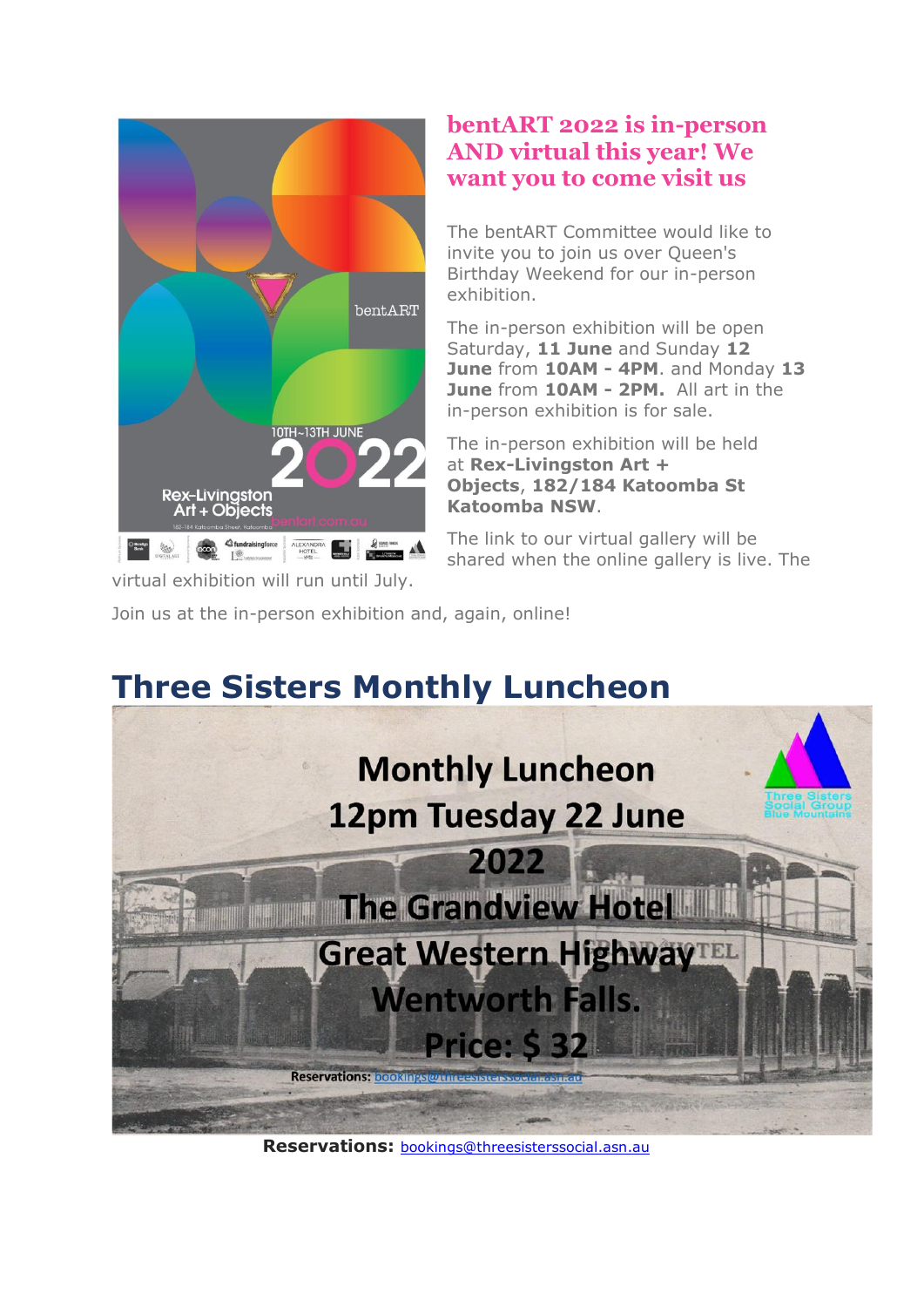## bentART 2022 is in-person AND virtual this year! We want you to come visit us

The bentART Committee would like to invite you to join us over Queen's Birthday Weekend for our in-person exhibition.

The in-person exhibition will be open Saturday, **11 June** and Sunday **12 June** from **10AM - 4PM**. and Monday **13 June** from **10AM - 2PM.** All art in the in-person exhibition is for sale.

The in-person exhibition will be held at **Rex-Livingston Art + Objects**, **182/184 Katoomba St Katoomba NSW**.

The link to our virtual gallery will be shared when the online gallery is live. The virtual exhibition will run until July.

Join us at the in-person exhibition and, again, online!

# Three Sisters Monthly Luncheon

Monthly Luncheon
12pm Tuesday 22 June 2022
The Grandview Hotel
Great Western Highway
Wentworth Falls.
Price: $ 32

**Reservations:** bookings@threesisterssocial.asn.au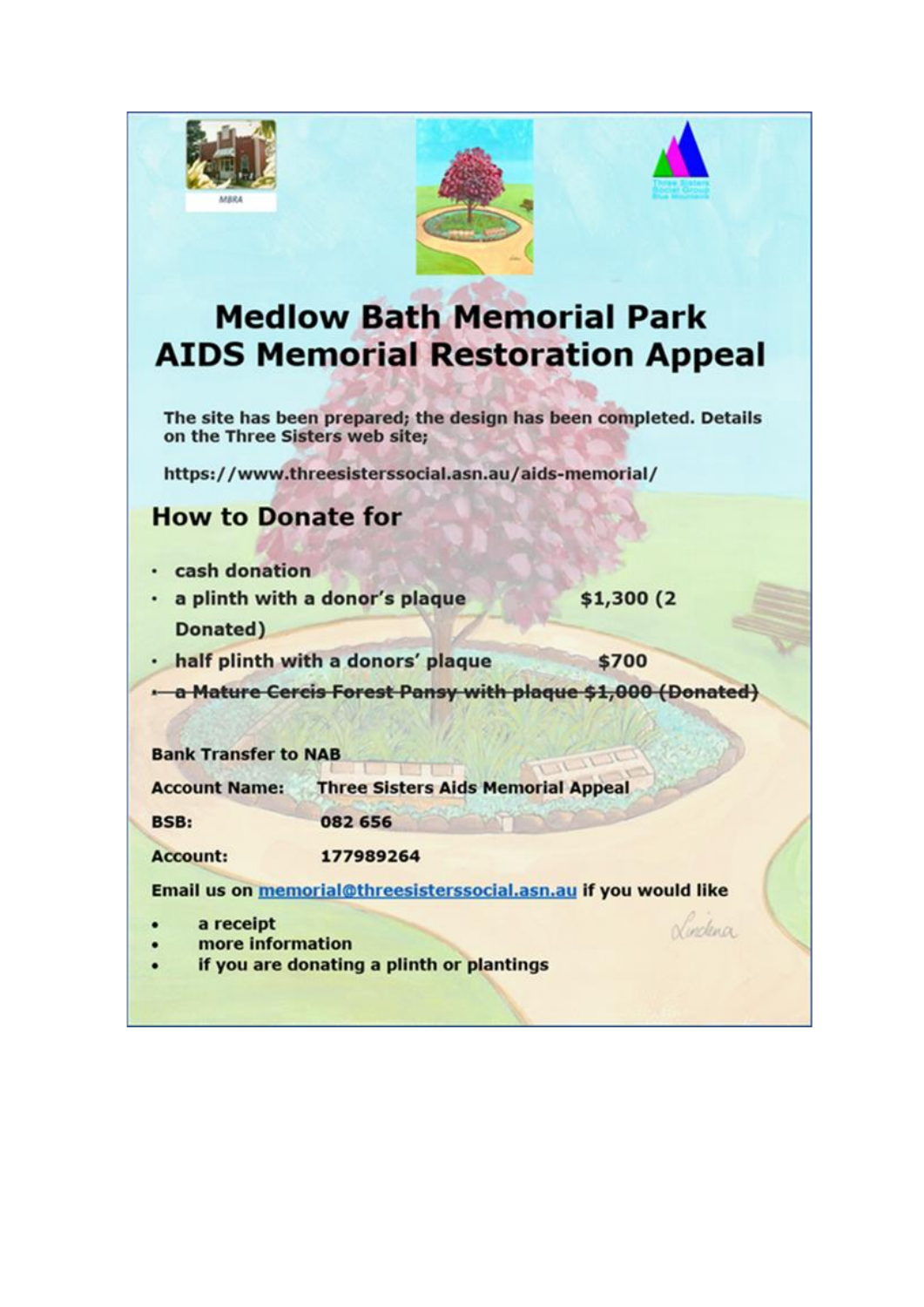# Medlow Bath Memorial Park AIDS Memorial Restoration Appeal

**The site has been prepared; the design has been completed. Details on the Three Sisters web site;**

**https://www.threesisterssocial.asn.au/aids-memorial/**

## How to Donate for

- **cash donation**
- **a plinth with a donor's plaque $1,300 (2 Donated)**
- **half plinth with a donors' plaque $700**
- ~~**a Mature Cercis Forest Pansy with plaque $1,000 (Donated)**~~

**Bank Transfer to NAB**

**Account Name: Three Sisters Aids Memorial Appeal**

**BSB: 082 656**

**Account: 177989264**

**Email us on memorial@threesisterssocial.asn.au if you would like**

- **a receipt**
- **more information**
- **if you are donating a plinth or plantings**